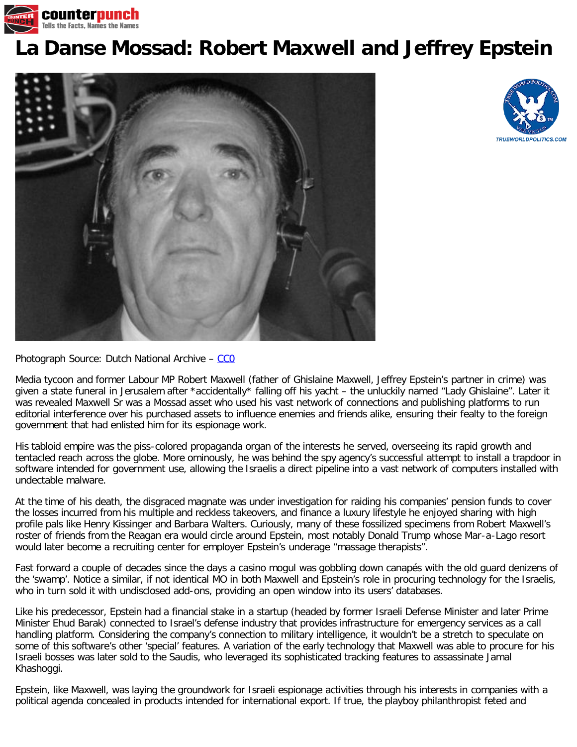# La Danse Mossad: Robert Maxwell and Jeffrey Epstein

Photograph Source: Dutch National Archive – CC0

Media tycoon and former Labour MP Robert Maxwell (father of Ghislaine Maxwell, Jeffrey Epstein's partner in crime) was given a state funeral in Jerusalem after *accidentally* falling off his yacht – the unluckily named "Lady Ghislaine". Later it was revealed Maxwell Sr was a Mossad asset who used his vast network of connections and publishing platforms to run editorial interference over his purchased assets to influence enemies and friends alike, ensuring their fealty to the foreign government that had enlisted him for its espionage work.

His tabloid empire was the piss-colored propaganda organ of the interests he served, overseeing its rapid growth and tentacled reach across the globe. More ominously, he was behind the spy agency's successful attempt to install a trapdoor in software intended for government use, allowing the Israelis a direct pipeline into a vast network of computers installed with undectable malware.

At the time of his death, the disgraced magnate was under investigation for raiding his companies' pension funds to cover the losses incurred from his multiple and reckless takeovers, and finance a luxury lifestyle he enjoyed sharing with high profile pals like Henry Kissinger and Barbara Walters. Curiously, many of these fossilized specimens from Robert Maxwell's roster of friends from the Reagan era would circle around Epstein, most notably Donald Trump whose Mar-a-Lago resort would later become a recruiting center for employer Epstein's underage "massage therapists".

Fast forward a couple of decades since the days a casino mogul was gobbling down canapés with the old guard denizens of the 'swamp'. Notice a similar, if not identical MO in both Maxwell and Epstein's role in procuring technology for the Israelis, who in turn sold it with undisclosed add-ons, providing an open window into its users' databases.

Like his predecessor, Epstein had a financial stake in a startup (headed by former Israeli Defense Minister and later Prime Minister Ehud Barak) connected to Israel's defense industry that provides infrastructure for emergency services as a call handling platform. Considering the company's connection to military intelligence, it wouldn't be a stretch to speculate on some of this software's other 'special' features. A variation of the early technology that Maxwell was able to procure for his Israeli bosses was later sold to the Saudis, who leveraged its sophisticated tracking features to assassinate Jamal Khashoggi.

Epstein, like Maxwell, was laying the groundwork for Israeli espionage activities through his interests in companies with a political agenda concealed in products intended for international export. If true, the playboy philanthropist feted and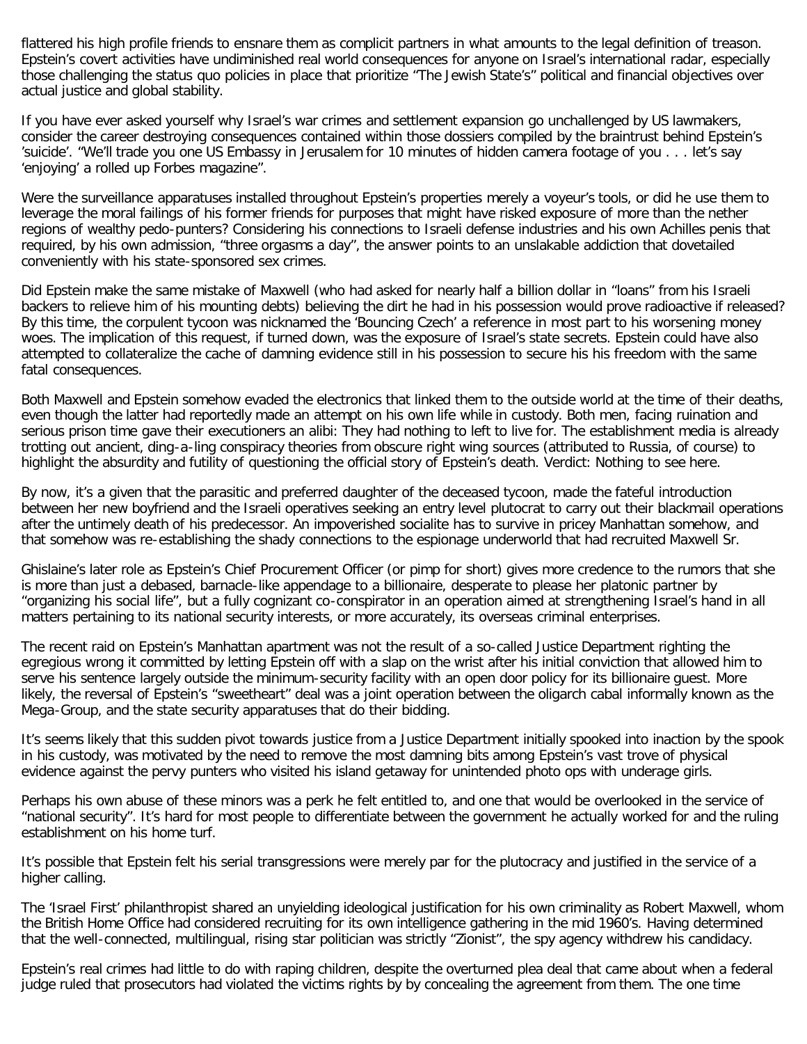flattered his high profile friends to ensnare them as complicit partners in what amounts to the legal definition of treason. Epstein's covert activities have undiminished real world consequences for anyone on Israel's international radar, especially those challenging the status quo policies in place that prioritize "The Jewish State's" political and financial objectives over actual justice and global stability.

If you have ever asked yourself why Israel's war crimes and settlement expansion go unchallenged by US lawmakers, consider the career destroying consequences contained within those dossiers compiled by the braintrust behind Epstein's 'suicide'. "We'll trade you one US Embassy in Jerusalem for 10 minutes of hidden camera footage of you . . . let's say 'enjoying' a rolled up Forbes magazine".

Were the surveillance apparatuses installed throughout Epstein's properties merely a voyeur's tools, or did he use them to leverage the moral failings of his former friends for purposes that might have risked exposure of more than the nether regions of wealthy pedo-punters? Considering his connections to Israeli defense industries and his own Achilles penis that required, by his own admission, "three orgasms a day", the answer points to an unslakable addiction that dovetailed conveniently with his state-sponsored sex crimes.

Did Epstein make the same mistake of Maxwell (who had asked for nearly half a billion dollar in "loans" from his Israeli backers to relieve him of his mounting debts) believing the dirt he had in his possession would prove radioactive if released? By this time, the corpulent tycoon was nicknamed the 'Bouncing Czech' a reference in most part to his worsening money woes. The implication of this request, if turned down, was the exposure of Israel's state secrets. Epstein could have also attempted to collateralize the cache of damning evidence still in his possession to secure his his freedom with the same fatal consequences.

Both Maxwell and Epstein somehow evaded the electronics that linked them to the outside world at the time of their deaths, even though the latter had reportedly made an attempt on his own life while in custody. Both men, facing ruination and serious prison time gave their executioners an alibi: They had nothing to left to live for. The establishment media is already trotting out ancient, ding-a-ling conspiracy theories from obscure right wing sources (attributed to Russia, of course) to highlight the absurdity and futility of questioning the official story of Epstein's death. Verdict: Nothing to see here.

By now, it's a given that the parasitic and preferred daughter of the deceased tycoon, made the fateful introduction between her new boyfriend and the Israeli operatives seeking an entry level plutocrat to carry out their blackmail operations after the untimely death of his predecessor. An impoverished socialite has to survive in pricey Manhattan somehow, and that somehow was re-establishing the shady connections to the espionage underworld that had recruited Maxwell Sr.

Ghislaine's later role as Epstein's Chief Procurement Officer (or pimp for short) gives more credence to the rumors that she is more than just a debased, barnacle-like appendage to a billionaire, desperate to please her platonic partner by "organizing his social life", but a fully cognizant co-conspirator in an operation aimed at strengthening Israel's hand in all matters pertaining to its national security interests, or more accurately, its overseas criminal enterprises.

The recent raid on Epstein's Manhattan apartment was not the result of a so-called Justice Department righting the egregious wrong it committed by letting Epstein off with a slap on the wrist after his initial conviction that allowed him to serve his sentence largely outside the minimum-security facility with an open door policy for its billionaire guest. More likely, the reversal of Epstein's "sweetheart" deal was a joint operation between the oligarch cabal informally known as the Mega-Group, and the state security apparatuses that do their bidding.

It's seems likely that this sudden pivot towards justice from a Justice Department initially spooked into inaction by the spook in his custody, was motivated by the need to remove the most damning bits among Epstein's vast trove of physical evidence against the pervy punters who visited his island getaway for unintended photo ops with underage girls.

Perhaps his own abuse of these minors was a perk he felt entitled to, and one that would be overlooked in the service of "national security". It's hard for most people to differentiate between the government he actually worked for and the ruling establishment on his home turf.

It's possible that Epstein felt his serial transgressions were merely par for the plutocracy and justified in the service of a higher calling.

The 'Israel First' philanthropist shared an unyielding ideological justification for his own criminality as Robert Maxwell, whom the British Home Office had considered recruiting for its own intelligence gathering in the mid 1960's. Having determined that the well-connected, multilingual, rising star politician was strictly "Zionist", the spy agency withdrew his candidacy.

Epstein's real crimes had little to do with raping children, despite the overturned plea deal that came about when a federal judge ruled that prosecutors had violated the victims rights by by concealing the agreement from them. The one time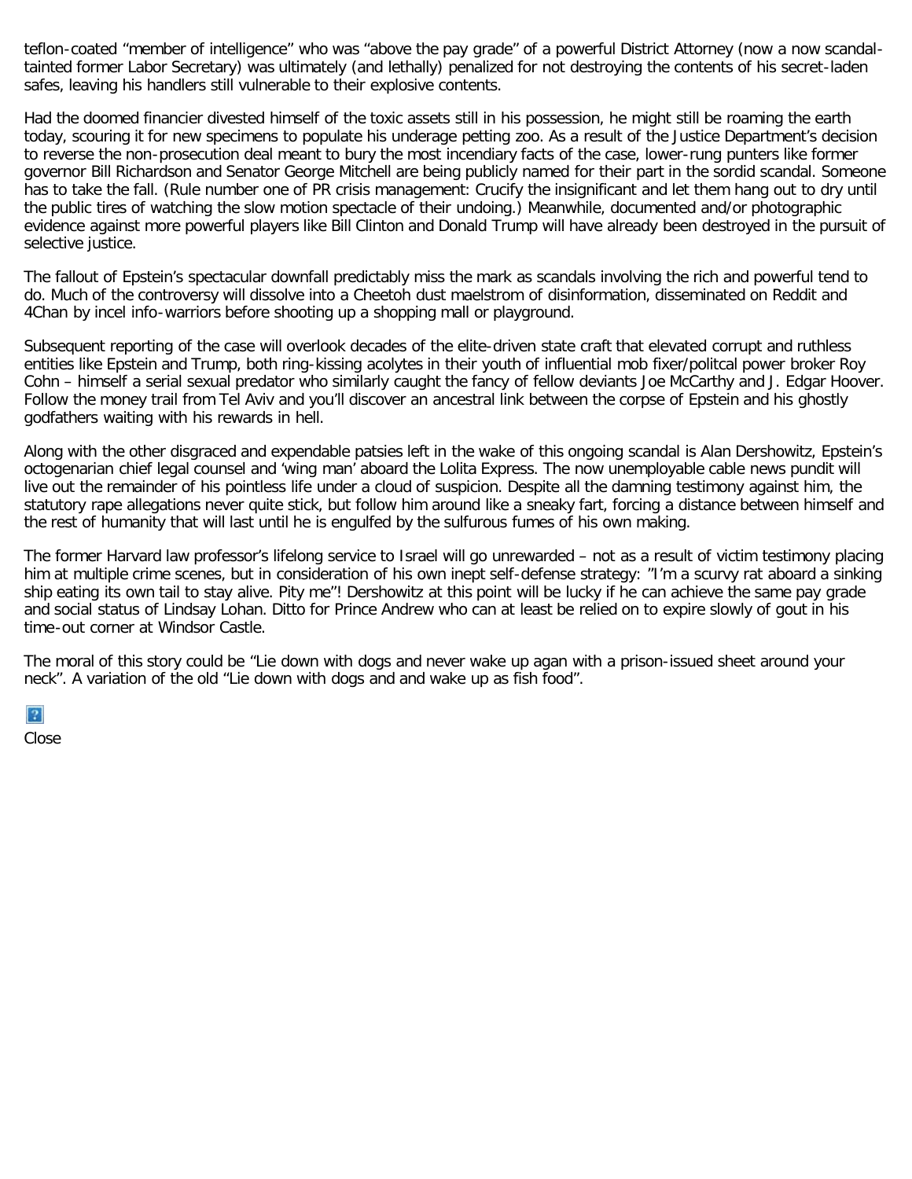teflon-coated "member of intelligence" who was "above the pay grade" of a powerful District Attorney (now a now scandal-tainted former Labor Secretary) was ultimately (and lethally) penalized for not destroying the contents of his secret-laden safes, leaving his handlers still vulnerable to their explosive contents.

Had the doomed financier divested himself of the toxic assets still in his possession, he might still be roaming the earth today, scouring it for new specimens to populate his underage petting zoo. As a result of the Justice Department's decision to reverse the non-prosecution deal meant to bury the most incendiary facts of the case, lower-rung punters like former governor Bill Richardson and Senator George Mitchell are being publicly named for their part in the sordid scandal. Someone has to take the fall. (Rule number one of PR crisis management: Crucify the insignificant and let them hang out to dry until the public tires of watching the slow motion spectacle of their undoing.) Meanwhile, documented and/or photographic evidence against more powerful players like Bill Clinton and Donald Trump will have already been destroyed in the pursuit of selective justice.

The fallout of Epstein's spectacular downfall predictably miss the mark as scandals involving the rich and powerful tend to do. Much of the controversy will dissolve into a Cheetoh dust maelstrom of disinformation, disseminated on Reddit and 4Chan by incel info-warriors before shooting up a shopping mall or playground.

Subsequent reporting of the case will overlook decades of the elite-driven state craft that elevated corrupt and ruthless entities like Epstein and Trump, both ring-kissing acolytes in their youth of influential mob fixer/politcal power broker Roy Cohn – himself a serial sexual predator who similarly caught the fancy of fellow deviants Joe McCarthy and J. Edgar Hoover. Follow the money trail from Tel Aviv and you'll discover an ancestral link between the corpse of Epstein and his ghostly godfathers waiting with his rewards in hell.

Along with the other disgraced and expendable patsies left in the wake of this ongoing scandal is Alan Dershowitz, Epstein's octogenarian chief legal counsel and 'wing man' aboard the Lolita Express. The now unemployable cable news pundit will live out the remainder of his pointless life under a cloud of suspicion. Despite all the damning testimony against him, the statutory rape allegations never quite stick, but follow him around like a sneaky fart, forcing a distance between himself and the rest of humanity that will last until he is engulfed by the sulfurous fumes of his own making.

The former Harvard law professor's lifelong service to Israel will go unrewarded – not as a result of victim testimony placing him at multiple crime scenes, but in consideration of his own inept self-defense strategy: "I'm a scurvy rat aboard a sinking ship eating its own tail to stay alive. Pity me"! Dershowitz at this point will be lucky if he can achieve the same pay grade and social status of Lindsay Lohan. Ditto for Prince Andrew who can at least be relied on to expire slowly of gout in his time-out corner at Windsor Castle.

The moral of this story could be "Lie down with dogs and never wake up agan with a prison-issued sheet around your neck". A variation of the old "Lie down with dogs and and wake up as fish food".

Close